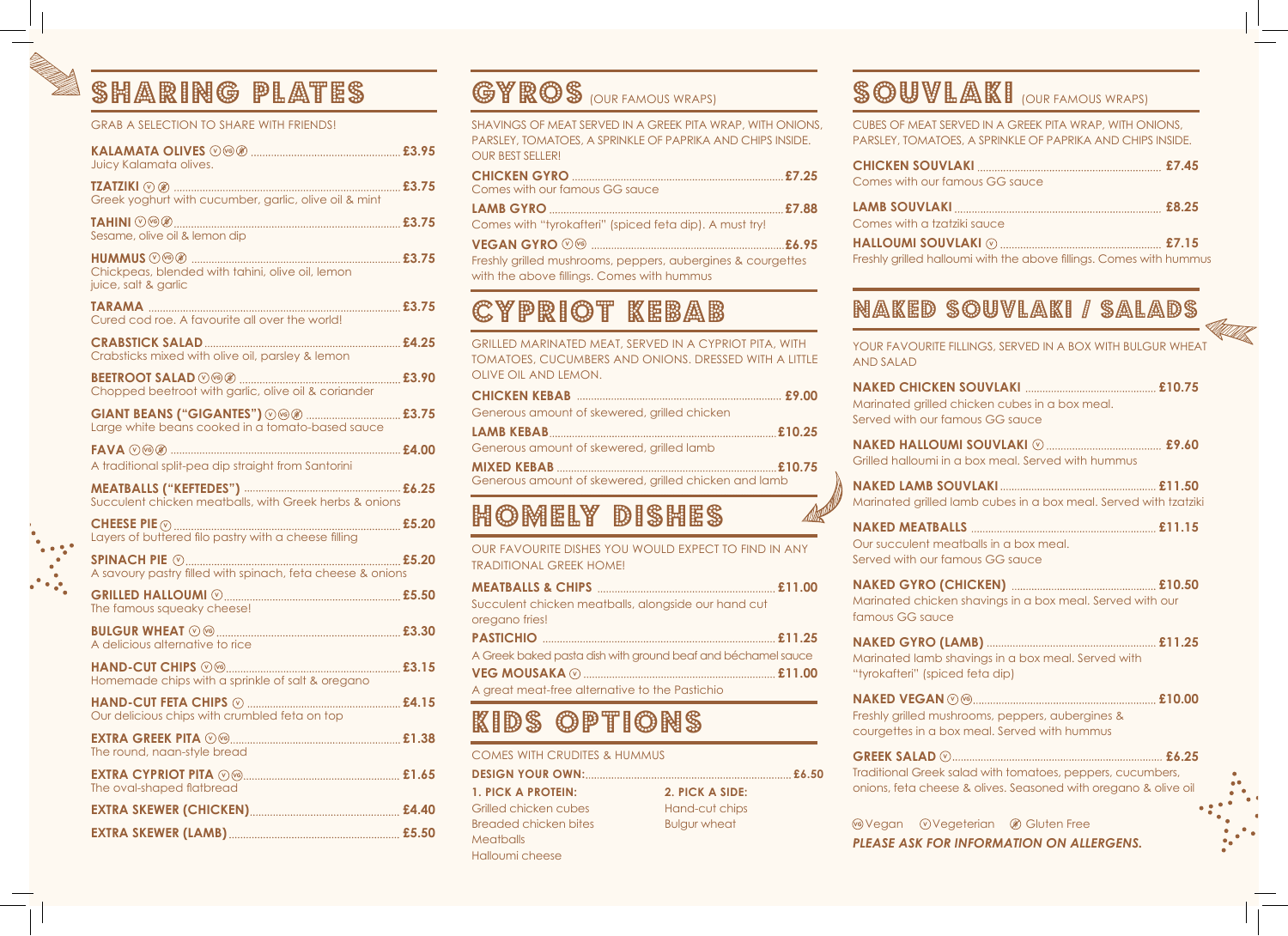## SHARING PLATES

GRAB A SELECTION TO SHARE WITH FRIENDS!

**KALAMATA OLIVES** (V)(VG)(GF) .......... **£3.95**
Juicy Kalamata olives.

**TZATZIKI** (V)(GF) .......... **£3.75**
Greek yoghurt with cucumber, garlic, olive oil & mint

**TAHINI** (V)(VG)(GF) .......... **£3.75**
Sesame, olive oil & lemon dip

**HUMMUS** (V)(VG)(GF) .......... **£3.75**
Chickpeas, blended with tahini, olive oil, lemon juice, salt & garlic

**TARAMA** .......... **£3.75**
Cured cod roe. A favourite all over the world!

**CRABSTICK SALAD** .......... **£4.25**
Crabsticks mixed with olive oil, parsley & lemon

**BEETROOT SALAD** (V)(VG)(GF) .......... **£3.90**
Chopped beetroot with garlic, olive oil & coriander

**GIANT BEANS ("GIGANTES")** (V)(VG)(GF) .......... **£3.75**
Large white beans cooked in a tomato-based sauce

**FAVA** (V)(VG)(GF) .......... **£4.00**
A traditional split-pea dip straight from Santorini

**MEATBALLS ("KEFTEDES")** .......... **£6.25**
Succulent chicken meatballs, with Greek herbs & onions

**CHEESE PIE** (V) .......... **£5.20**
Layers of buttered filo pastry with a cheese filling

**SPINACH PIE** (V) .......... **£5.20**
A savoury pastry filled with spinach, feta cheese & onions

**GRILLED HALLOUMI** (V) .......... **£5.50**
The famous squeaky cheese!

**BULGUR WHEAT** (V)(VG) .......... **£3.30**
A delicious alternative to rice

**HAND-CUT CHIPS** (V)(VG) .......... **£3.15**
Homemade chips with a sprinkle of salt & oregano

**HAND-CUT FETA CHIPS** (V) .......... **£4.15**
Our delicious chips with crumbled feta on top

**EXTRA GREEK PITA** (V)(VG) .......... **£1.38**
The round, naan-style bread

**EXTRA CYPRIOT PITA** (V)(VG) .......... **£1.65**
The oval-shaped flatbread

**EXTRA SKEWER (CHICKEN)** .......... **£4.40**

**EXTRA SKEWER (LAMB)** .......... **£5.50**

## GYROS (OUR FAMOUS WRAPS)

SHAVINGS OF MEAT SERVED IN A GREEK PITA WRAP, WITH ONIONS, PARSLEY, TOMATOES, A SPRINKLE OF PAPRIKA AND CHIPS INSIDE. OUR BEST SELLER!

**CHICKEN GYRO** .......... **£7.25**
Comes with our famous GG sauce

**LAMB GYRO** .......... **£7.88**
Comes with "tyrokafteri" (spiced feta dip). A must try!

**VEGAN GYRO** (V)(VG) .......... **£6.95**
Freshly grilled mushrooms, peppers, aubergines & courgettes with the above fillings. Comes with hummus

## CYPRIOT KEBAB

GRILLED MARINATED MEAT, SERVED IN A CYPRIOT PITA, WITH TOMATOES, CUCUMBERS AND ONIONS. DRESSED WITH A LITTLE OLIVE OIL AND LEMON.

**CHICKEN KEBAB** .......... **£9.00**
Generous amount of skewered, grilled chicken

**LAMB KEBAB** .......... **£10.25**
Generous amount of skewered, grilled lamb

**MIXED KEBAB** .......... **£10.75**
Generous amount of skewered, grilled chicken and lamb

## HOMELY DISHES

OUR FAVOURITE DISHES YOU WOULD EXPECT TO FIND IN ANY TRADITIONAL GREEK HOME!

**MEATBALLS & CHIPS** .......... **£11.00**
Succulent chicken meatballs, alongside our hand cut oregano fries!

**PASTICHIO** .......... **£11.25**
A Greek baked pasta dish with ground beaf and béchamel sauce

**VEG MOUSAKA** (V) .......... **£11.00**
A great meat-free alternative to the Pastichio

## KIDS OPTIONS

COMES WITH CRUDITES & HUMMUS

**DESIGN YOUR OWN:** .......... **£6.50**

**1. PICK A PROTEIN:**
Grilled chicken cubes
Breaded chicken bites
Meatballs
Halloumi cheese

**2. PICK A SIDE:**
Hand-cut chips
Bulgur wheat

## SOUVLAKI (OUR FAMOUS WRAPS)

CUBES OF MEAT SERVED IN A GREEK PITA WRAP, WITH ONIONS, PARSLEY, TOMATOES, A SPRINKLE OF PAPRIKA AND CHIPS INSIDE.

**CHICKEN SOUVLAKI** .......... **£7.45**
Comes with our famous GG sauce

**LAMB SOUVLAKI** .......... **£8.25**
Comes with a tzatziki sauce

**HALLOUMI SOUVLAKI** (V) .......... **£7.15**
Freshly grilled halloumi with the above fillings. Comes with hummus

## NAKED SOUVLAKI / SALADS

YOUR FAVOURITE FILLINGS, SERVED IN A BOX WITH BULGUR WHEAT AND SALAD

**NAKED CHICKEN SOUVLAKI** .......... **£10.75**
Marinated grilled chicken cubes in a box meal. Served with our famous GG sauce

**NAKED HALLOUMI SOUVLAKI** (V) .......... **£9.60**
Grilled halloumi in a box meal. Served with hummus

**NAKED LAMB SOUVLAKI** .......... **£11.50**
Marinated grilled lamb cubes in a box meal. Served with tzatziki

**NAKED MEATBALLS** .......... **£11.15**
Our succulent meatballs in a box meal. Served with our famous GG sauce

**NAKED GYRO (CHICKEN)** .......... **£10.50**
Marinated chicken shavings in a box meal. Served with our famous GG sauce

**NAKED GYRO (LAMB)** .......... **£11.25**
Marinated lamb shavings in a box meal. Served with "tyrokafteri" (spiced feta dip)

**NAKED VEGAN** (V)(VG) .......... **£10.00**
Freshly grilled mushrooms, peppers, aubergines & courgettes in a box meal. Served with hummus

**GREEK SALAD** (V) .......... **£6.25**
Traditional Greek salad with tomatoes, peppers, cucumbers, onions, feta cheese & olives. Seasoned with oregano & olive oil

(VG) Vegan (V) Vegeterian (GF) Gluten Free

***PLEASE ASK FOR INFORMATION ON ALLERGENS.***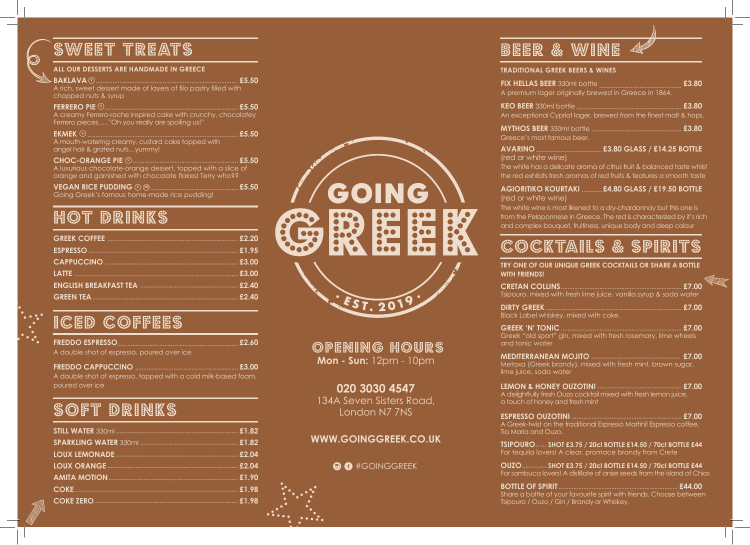# SWEET TREATS

**ALL OUR DESSERTS ARE HANDMADE IN GREECE**

**BAKLAVA** (V) ..... **£5.50**
A rich, sweet dessert made of layers of filo pastry filled with chopped nuts & syrup

**FERRERO PIE** (V) ..... **£5.50**
A creamy Ferrero-roche inspired cake with crunchy, chocolatey Ferrero pieces….."Oh you really are spoiling us!"

**EKMEK** (V) ..... **£5.50**
A mouth-watering creamy, custard cake topped with angel hair & grated nuts…yummy!

**CHOC-ORANGE PIE** (V) ..... **£5.50**
A luxurious chocolate-orange dessert, topped with a slice of orange and garnished with chocolate flakes! Terry who??

**VEGAN RICE PUDDING** (V) (VG) ..... **£5.50**
Going Greek's famous home-made rice pudding!

# HOT DRINKS

**GREEK COFFEE** ..... **£2.20**

**ESPRESSO** ..... **£1.95**

**CAPPUCCINO** ..... **£3.00**

**LATTE** ..... **£3.00**

**ENGLISH BREAKFAST TEA** ..... **£2.40**

**GREEN TEA** ..... **£2.40**

# ICED COFFEES

**FREDDO ESPRESSO** ..... **£2.60**
A double shot of espresso, poured over ice

**FREDDO CAPPUCCINO** ..... **£3.00**
A double shot of espresso, topped with a cold milk-based foam, poured over ice

# SOFT DRINKS

**STILL WATER** 330ml ..... **£1.82**

**SPARKLING WATER** 330ml ..... **£1.82**

**LOUX LEMONADE** ..... **£2.04**

**LOUX ORANGE** ..... **£2.04**

**AMITA MOTION** ..... **£1.90**

**COKE** ..... **£1.98**

**COKE ZERO** ..... **£1.98**

# GOING GREEK

EST. 2019

## OPENING HOURS

**Mon - Sun:** 12pm - 10pm

**020 3030 4547**
134A Seven Sisters Road,
London N7 7NS

**WWW.GOINGGREEK.CO.UK**

#GOINGGREEK

# BEER & WINE

**TRADITIONAL GREEK BEERS & WINES**

**FIX HELLAS BEER** 330ml bottle ..... **£3.80**
A premium lager originally brewed in Greece in 1864.

**KEO BEER** 330ml bottle ..... **£3.80**
An exceptional Cypriot lager, brewed from the finest malt & hops.

**MYTHOS BEER** 330ml bottle ..... **£3.80**
Greece's most famous beer.

**AVARINO** ..... **£3.80 GLASS / £14.25 BOTTLE**
(red or white wine)
The white has a delicate aroma of citrus fruit & balanced taste whilst the red exhibits fresh aromas of red fruits & features a smooth taste

**AGIORITIKO KOURTAKI** ..... **£4.80 GLASS / £19.50 BOTTLE**
(red or white wine)
The white wine is most likened to a dry-chardonnay but this one is from the Peloponnese in Greece. The red is characterized by it's rich and complex bouquet, fruitiness, unique body and deep colour

# COCKTAILS & SPIRITS

**TRY ONE OF OUR UNIQUE GREEK COCKTAILS OR SHARE A BOTTLE WITH FRIENDS!**

**CRETAN COLLINS** ..... **£7.00**
Tsipouro, mixed with fresh lime juice, vanilla syrup & soda water

**DIRTY GREEK** ..... **£7.00**
Black Label whiskey, mixed with coke.

**GREEK 'N' TONIC** ..... **£7.00**
Greek "old sport" gin, mixed with fresh rosemary, lime wheels and tonic water

**MEDITERRANEAN MOJITO** ..... **£7.00**
Metaxa (Greek brandy), mixed with fresh mint, brown sugar, lime juice, soda water

**LEMON & HONEY OUZOTINI** ..... **£7.00**
A delightfully fresh Ouzo cocktail mixed with fresh lemon juice, a touch of honey and fresh mint

**ESPRESSO OUZOTINI** ..... **£7.00**
A Greek-twist on the traditional Espresso Martini! Espresso coffee, Tia Maria and Ouzo.

**TSIPOURO** ..... **SHOT £3.75 / 20cl BOTTLE £14.50 / 70cl BOTTLE £44**
For tequila lovers! A clear, promace brandy from Crete

**OUZO** ..... **SHOT £3.75 / 20cl BOTTLE £14.50 / 70cl BOTTLE £44**
For sambuca lovers! A distillate of anise seeds from the island of Chios

**BOTTLE OF SPIRIT** ..... **£44.00**
Share a bottle of your favourite spirit with friends. Choose between Tsipouro / Ouzo / Gin / Brandy or Whiskey.